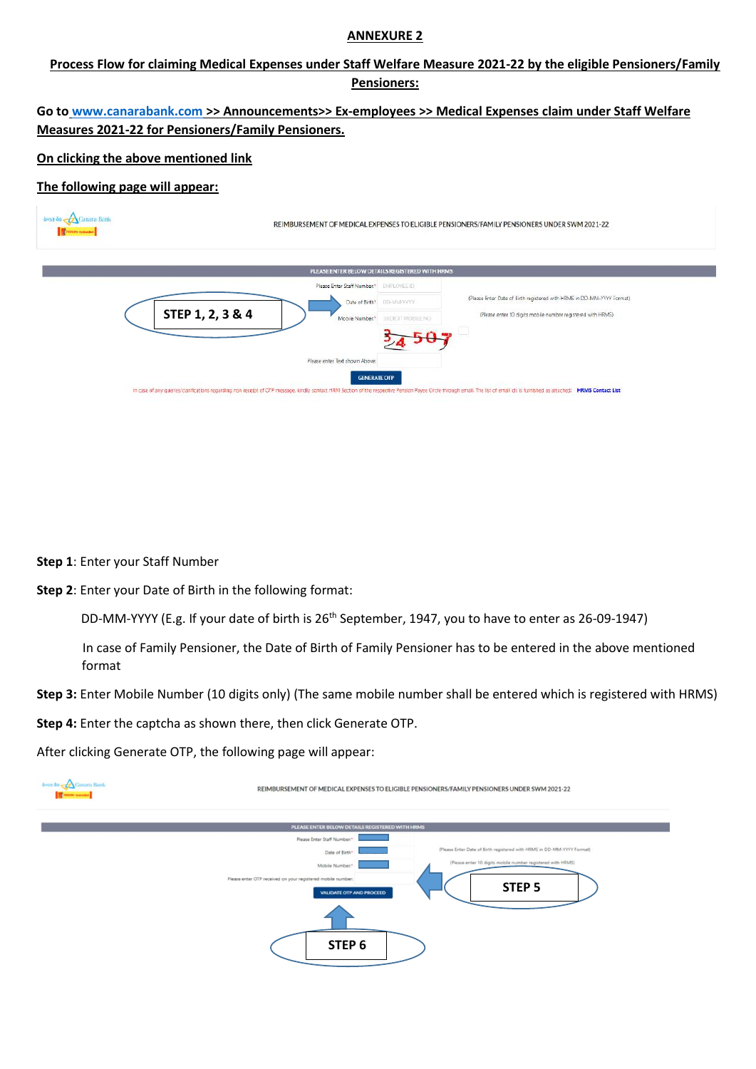## ANNEXURE 2

**Process Flow for claiming Medical Expenses under Staff Welfare Measure 2021-22 by the eligible Pensioners/Family Pensioners:**

**Go to www.canarabank.com >> Announcements>> Ex-employees >> Medical Expenses claim under Staff Welfare Measures 2021-22 for Pensioners/Family Pensioners.**

**On clicking the above mentioned link**

**The following page will appear:**

REIMBURSEMENT OF MEDICAL EXPENSES TO ELIGIBLE PENSIONERS/FAMILY PENSIONERS UNDER SWM 2021-22

PLEASE ENTER BELOW DETAILS REGISTERED WITH HRMS

STEP 1, 2, 3 & 4

Please Enter Staff Number*

Date of Birth* (Please Enter Date of Birth registered with HRMS in DD-MM-YYYY Format)

Mobile Number* (Please enter 10 digits mobile number registered with HRMS)

Please enter Text shown Above:

GENERATE OTP

In case of any queries/clarifications regarding non receipt of OTP message, kindly contact HRM Section of the respective Pension Payee Circle through email. The list of email ids is furnished as attached: HRMS Contact List

**Step 1**: Enter your Staff Number

**Step 2**: Enter your Date of Birth in the following format:

DD-MM-YYYY (E.g. If your date of birth is 26th September, 1947, you to have to enter as 26-09-1947)

In case of Family Pensioner, the Date of Birth of Family Pensioner has to be entered in the above mentioned format

**Step 3:** Enter Mobile Number (10 digits only) (The same mobile number shall be entered which is registered with HRMS)

**Step 4:** Enter the captcha as shown there, then click Generate OTP.

After clicking Generate OTP, the following page will appear:

REIMBURSEMENT OF MEDICAL EXPENSES TO ELIGIBLE PENSIONERS/FAMILY PENSIONERS UNDER SWM 2021-22

PLEASE ENTER BELOW DETAILS REGISTERED WITH HRMS

Please Enter Staff Number*

Date of Birth* (Please Enter Date of Birth registered with HRMS in DD-MM-YYYY Format)

Mobile Number* (Please enter 10 digits mobile number registered with HRMS)

Please enter OTP received on your registered mobile number:

VALIDATE OTP AND PROCEED

STEP 5

STEP 6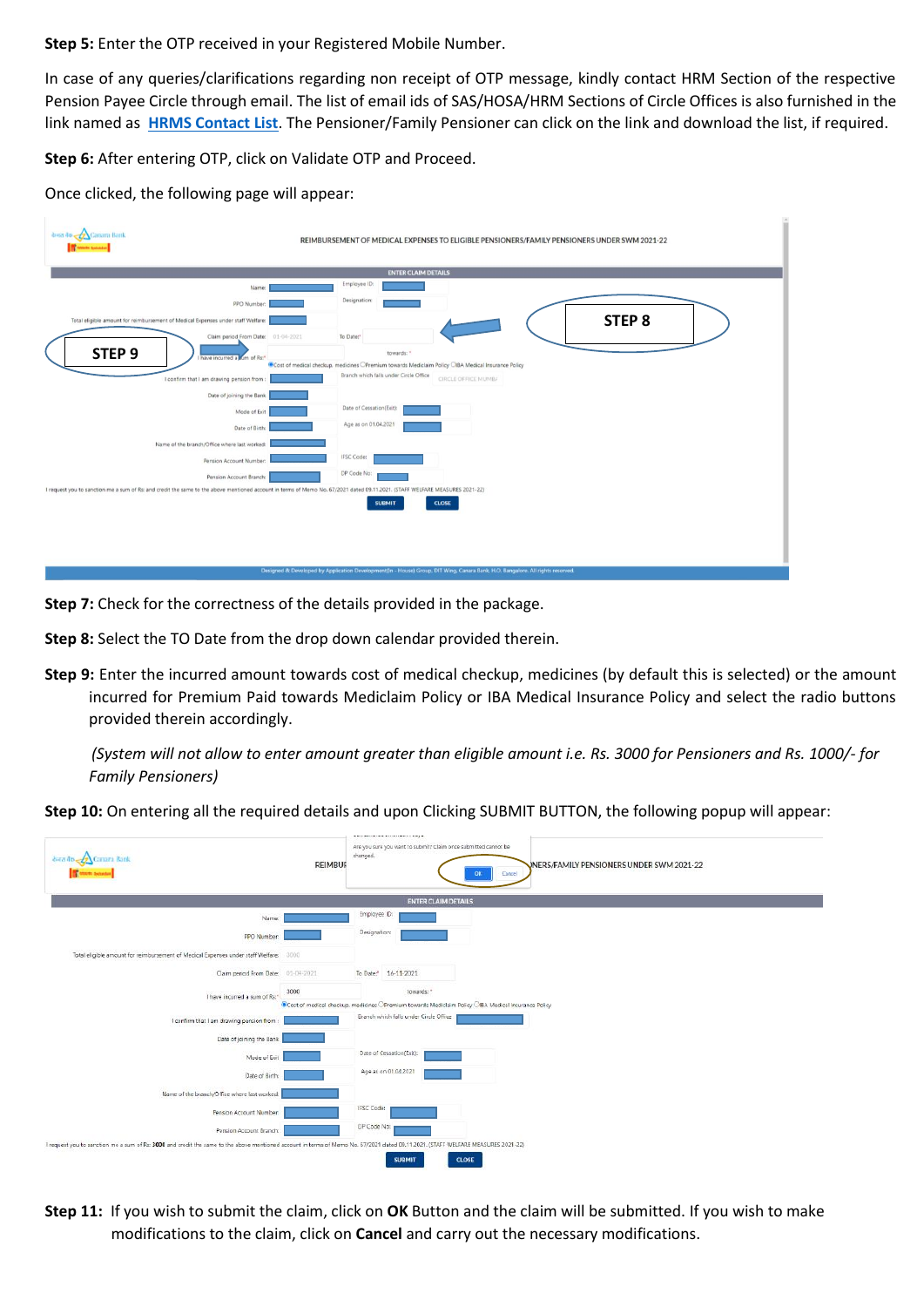**Step 5:** Enter the OTP received in your Registered Mobile Number.

In case of any queries/clarifications regarding non receipt of OTP message, kindly contact HRM Section of the respective Pension Payee Circle through email. The list of email ids of SAS/HOSA/HRM Sections of Circle Offices is also furnished in the link named as **HRMS Contact List**. The Pensioner/Family Pensioner can click on the link and download the list, if required.

**Step 6:** After entering OTP, click on Validate OTP and Proceed.

Once clicked, the following page will appear:

**Step 7:** Check for the correctness of the details provided in the package.

**Step 8:** Select the TO Date from the drop down calendar provided therein.

**Step 9:** Enter the incurred amount towards cost of medical checkup, medicines (by default this is selected) or the amount incurred for Premium Paid towards Mediclaim Policy or IBA Medical Insurance Policy and select the radio buttons provided therein accordingly.

*(System will not allow to enter amount greater than eligible amount i.e. Rs. 3000 for Pensioners and Rs. 1000/- for Family Pensioners)*

**Step 10:** On entering all the required details and upon Clicking SUBMIT BUTTON, the following popup will appear:

**Step 11:** If you wish to submit the claim, click on **OK** Button and the claim will be submitted. If you wish to make modifications to the claim, click on **Cancel** and carry out the necessary modifications.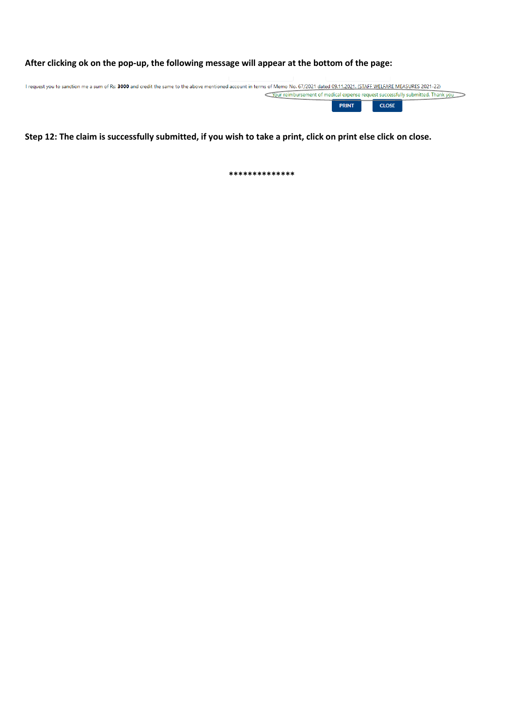**After clicking ok on the pop-up, the following message will appear at the bottom of the page:**

I request you to sanction me a sum of Rs: **3000** and credit the same to the above mentioned account in terms of Memo No. 67/2021 dated 09.11.2021. (STAFF WELFARE MEASURES 2021-22)

Your reimbursement of medical expense request successfully submitted. Thank you

PRINT CLOSE

**Step 12: The claim is successfully submitted, if you wish to take a print, click on print else click on close.**

**************